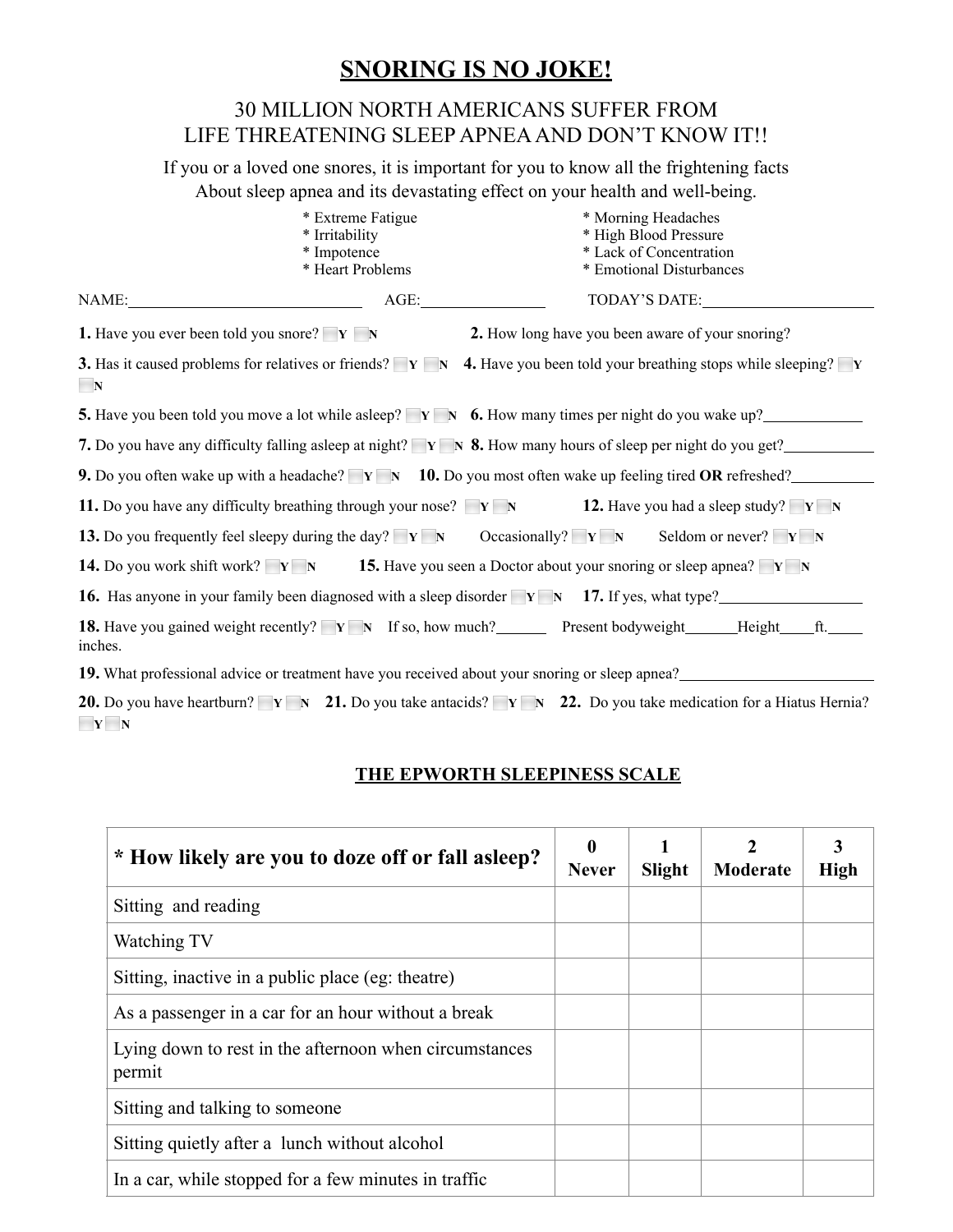# SNORING IS NO JOKE!

## 30 MILLION NORTH AMERICANS SUFFER FROM LIFE THREATENING SLEEP APNEA AND DON'T KNOW IT!!

If you or a loved one snores, it is important for you to know all the frightening facts About sleep apnea and its devastating effect on your health and well-being.

* Extreme Fatigue
* Irritability
* Impotence
* Heart Problems
* Morning Headaches
* High Blood Pressure
* Lack of Concentration
* Emotional Disturbances

NAME:______________________ AGE:______________ TODAY'S DATE:____________________

**1.** Have you ever been told you snore? ☐ **Y** ☐ **N**

**2.** How long have you been aware of your snoring?

**3.** Has it caused problems for relatives or friends? ☐ **Y** ☐ **N**

**4.** Have you been told your breathing stops while sleeping? ☐ **Y** ☐ **N**

**5.** Have you been told you move a lot while asleep? ☐ **Y** ☐ **N**

**6.** How many times per night do you wake up?____________

**7.** Do you have any difficulty falling asleep at night? ☐ **Y** ☐ **N**

**8.** How many hours of sleep per night do you get?__________

**9.** Do you often wake up with a headache? ☐ **Y** ☐ **N**

**10.** Do you most often wake up feeling tired **OR** refreshed?__________

**11.** Do you have any difficulty breathing through your nose? ☐ **Y** ☐ **N**

**12.** Have you had a sleep study? ☐ **Y** ☐ **N**

**13.** Do you frequently feel sleepy during the day? ☐ **Y** ☐ **N** Occasionally? ☐ **Y** ☐ **N** Seldom or never? ☐ **Y** ☐ **N**

**14.** Do you work shift work? ☐ **Y** ☐ **N**

**15.** Have you seen a Doctor about your snoring or sleep apnea? ☐ **Y** ☐ **N**

**16.** Has anyone in your family been diagnosed with a sleep disorder ☐ **Y** ☐ **N**

**17.** If yes, what type?________________

**18.** Have you gained weight recently? ☐ **Y** ☐ **N** If so, how much?______ Present bodyweight______Height____ft.____ inches.

**19.** What professional advice or treatment have you received about your snoring or sleep apnea?______________________

**20.** Do you have heartburn? ☐ **Y** ☐ **N**

**21.** Do you take antacids? ☐ **Y** ☐ **N**

**22.** Do you take medication for a Hiatus Hernia? ☐ **Y** ☐ **N**

## THE EPWORTH SLEEPINESS SCALE

| * How likely are you to doze off or fall asleep? | 0 Never | 1 Slight | 2 Moderate | 3 High |
|---|---|---|---|---|
| Sitting and reading | | | | |
| Watching TV | | | | |
| Sitting, inactive in a public place (eg: theatre) | | | | |
| As a passenger in a car for an hour without a break | | | | |
| Lying down to rest in the afternoon when circumstances permit | | | | |
| Sitting and talking to someone | | | | |
| Sitting quietly after a lunch without alcohol | | | | |
| In a car, while stopped for a few minutes in traffic | | | | |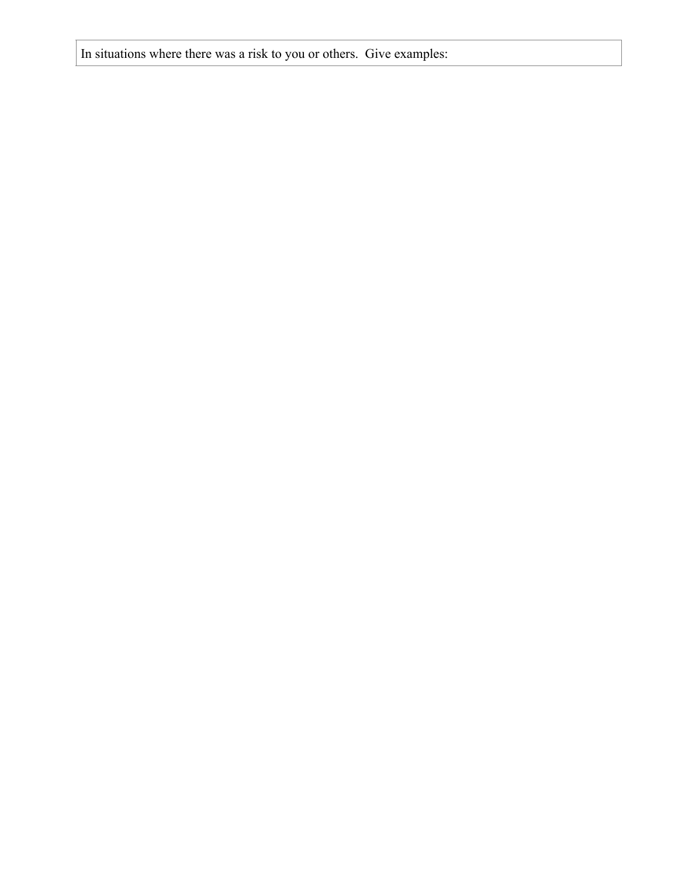| |
|---|
| In situations where there was a risk to you or others.  Give examples: |